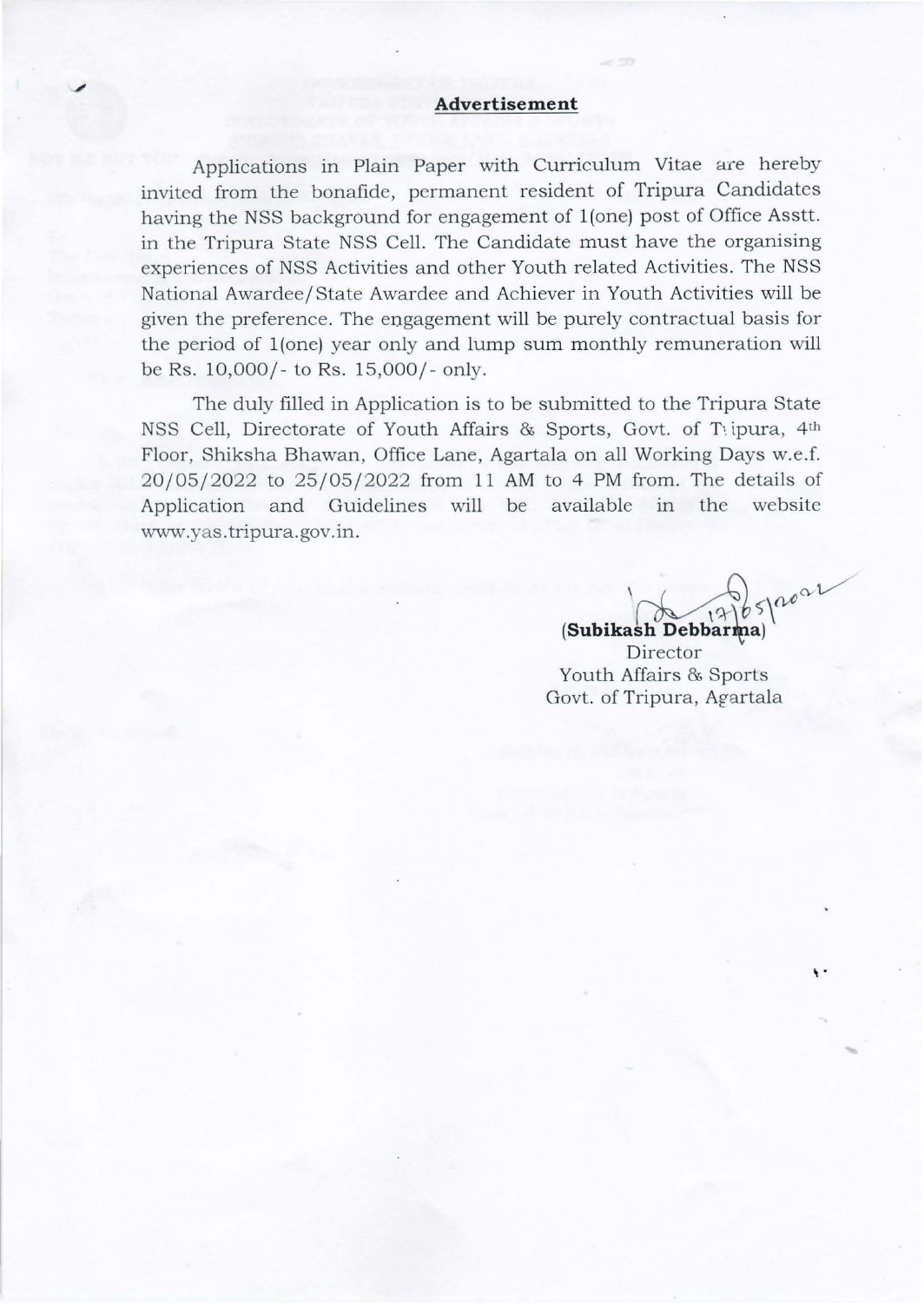## Advertisement

Applications in Plain Paper with Curriculum Vitae are hereby invited from the bonafide, permanent resident of Tripura Candidates having the NSS background for engagement of 1(one) post of Office Asstt. in the Tripura State NSS Cell. The Candidate must have the organising experiences of NSS Activities and other Youth related Activities. The NSS National Awardee/State Awardee and Achiever in Youth Activities will be given the preference. The engagement will be purely contractual basis for the period of 1(one) year only and lump sum monthly remuneration will be Rs. 10,000/- to Rs. 15,000/- only.

The duly filled in Application is to be submitted to the Tripura State NSS Cell, Directorate of Youth Affairs & Sports, Govt. of Tripura, 4th Floor, Shiksha Bhawan, Office Lane, Agartala on all Working Days w.e.f. 20/05/2022 to 25/05/2022 from 11 AM to 4 PM from. The details of Application and Guidelines will be available in the website www.yas.tripura.gov.in.

17/05/2022

**(Subikash Debbarma)**
Director
Youth Affairs & Sports
Govt. of Tripura, Agartala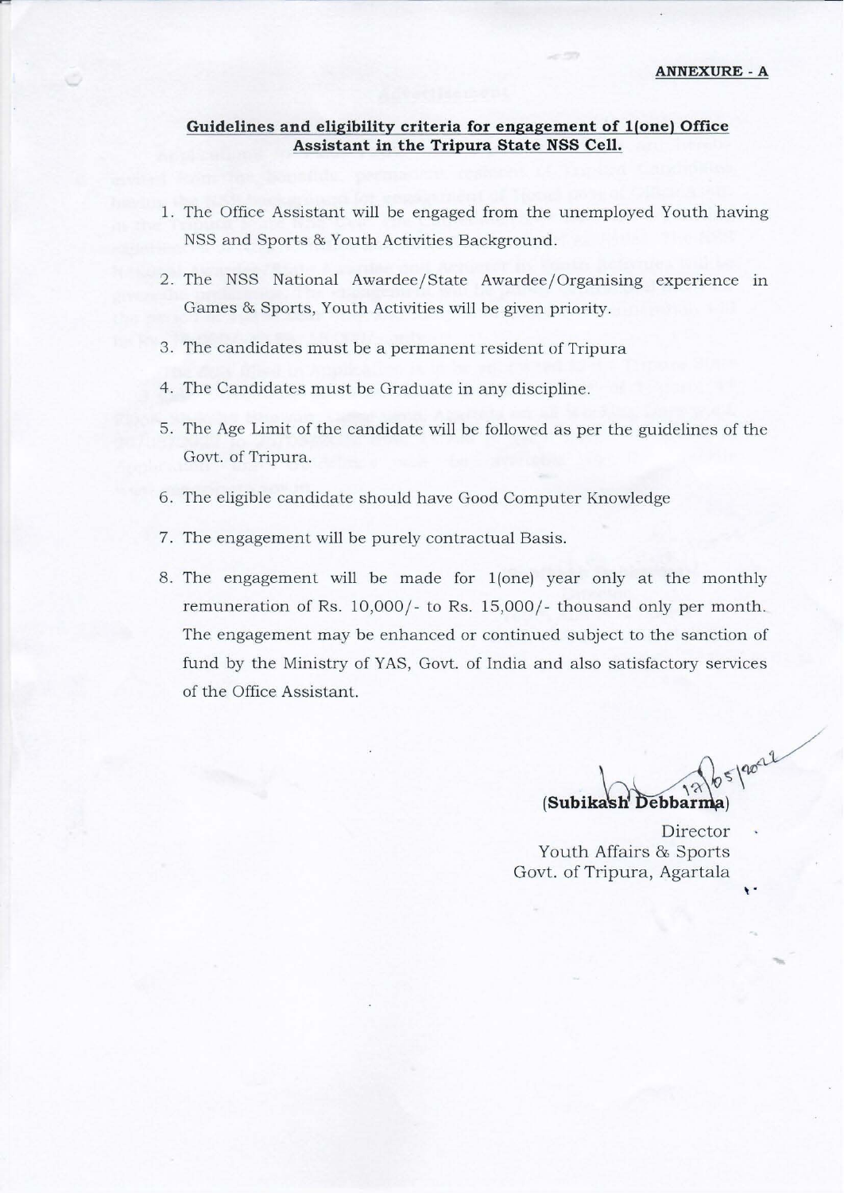**ANNEXURE - A**

**Guidelines and eligibility criteria for engagement of 1(one) Office Assistant in the Tripura State NSS Cell.**

1. The Office Assistant will be engaged from the unemployed Youth having NSS and Sports & Youth Activities Background.
2. The NSS National Awardee/State Awardee/Organising experience in Games & Sports, Youth Activities will be given priority.
3. The candidates must be a permanent resident of Tripura
4. The Candidates must be Graduate in any discipline.
5. The Age Limit of the candidate will be followed as per the guidelines of the Govt. of Tripura.
6. The eligible candidate should have Good Computer Knowledge
7. The engagement will be purely contractual Basis.
8. The engagement will be made for 1(one) year only at the monthly remuneration of Rs. 10,000/- to Rs. 15,000/- thousand only per month. The engagement may be enhanced or continued subject to the sanction of fund by the Ministry of YAS, Govt. of India and also satisfactory services of the Office Assistant.

17/05/2022

**(Subikash Debbarma)**
Director
Youth Affairs & Sports
Govt. of Tripura, Agartala